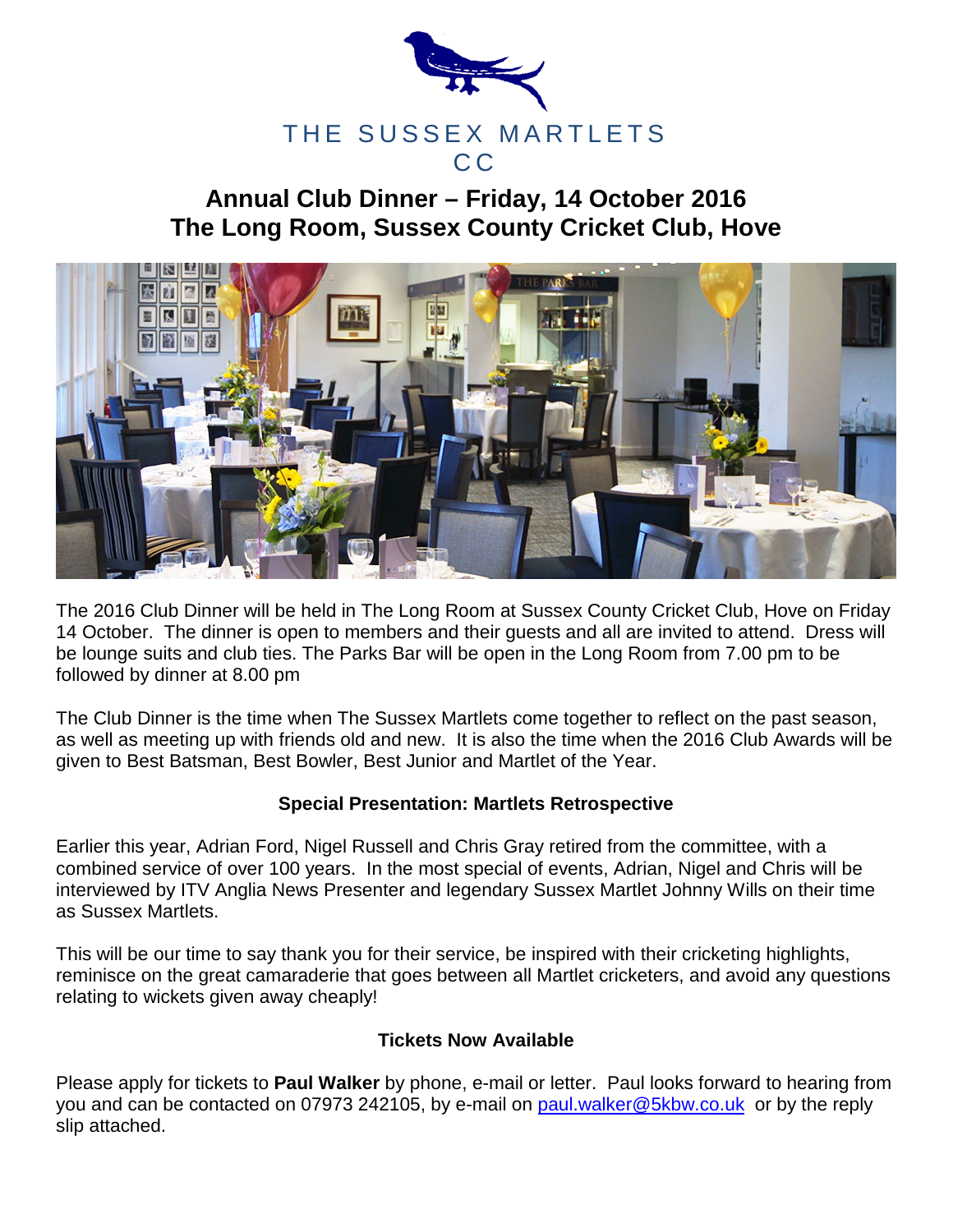# THE SUSSEX MARTLETS CC

## Annual Club Dinner – Friday, 14 October 2016
## The Long Room, Sussex County Cricket Club, Hove

The 2016 Club Dinner will be held in The Long Room at Sussex County Cricket Club, Hove on Friday 14 October. The dinner is open to members and their guests and all are invited to attend. Dress will be lounge suits and club ties. The Parks Bar will be open in the Long Room from 7.00 pm to be followed by dinner at 8.00 pm

The Club Dinner is the time when The Sussex Martlets come together to reflect on the past season, as well as meeting up with friends old and new. It is also the time when the 2016 Club Awards will be given to Best Batsman, Best Bowler, Best Junior and Martlet of the Year.

### Special Presentation: Martlets Retrospective

Earlier this year, Adrian Ford, Nigel Russell and Chris Gray retired from the committee, with a combined service of over 100 years. In the most special of events, Adrian, Nigel and Chris will be interviewed by ITV Anglia News Presenter and legendary Sussex Martlet Johnny Wills on their time as Sussex Martlets.

This will be our time to say thank you for their service, be inspired with their cricketing highlights, reminisce on the great camaraderie that goes between all Martlet cricketers, and avoid any questions relating to wickets given away cheaply!

### Tickets Now Available

Please apply for tickets to **Paul Walker** by phone, e-mail or letter. Paul looks forward to hearing from you and can be contacted on 07973 242105, by e-mail on paul.walker@5kbw.co.uk or by the reply slip attached.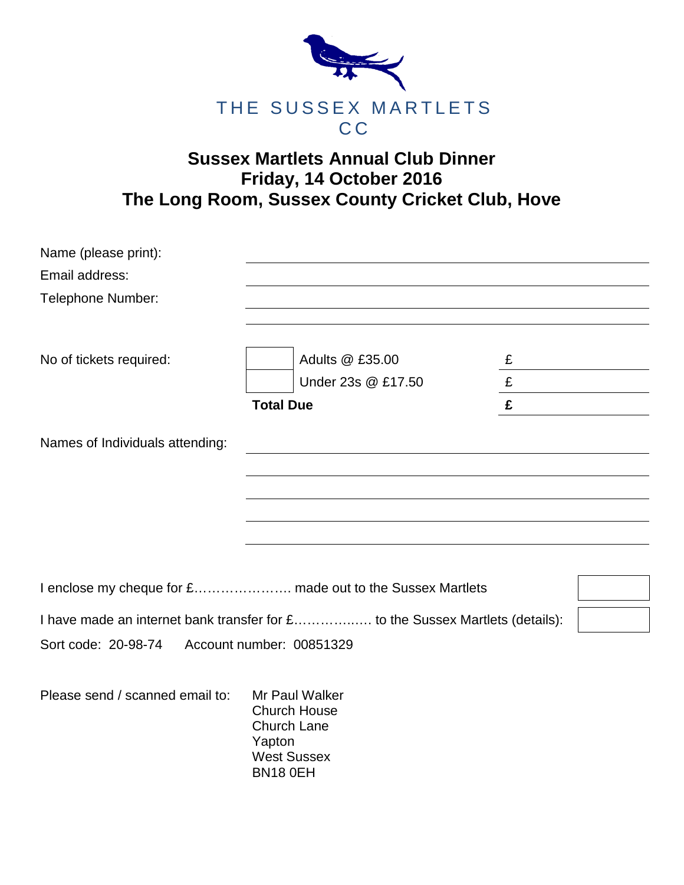THE SUSSEX MARTLETS CC

## Sussex Martlets Annual Club Dinner
## Friday, 14 October 2016
## The Long Room, Sussex County Cricket Club, Hove

Name (please print): ____________________

Email address: ____________________

Telephone Number: ____________________

| | | | |
|---|---|---|---|
| No of tickets required: | | Adults @ £35.00 | £ |
| | | Under 23s @ £17.50 | £ |
| | **Total Due** | | **£** |

Names of Individuals attending: ____________________

I enclose my cheque for £…………………. made out to the Sussex Martlets

I have made an internet bank transfer for £…………..…. to the Sussex Martlets (details):

Sort code: 20-98-74 Account number: 00851329

Please send / scanned email to:

Mr Paul Walker
Church House
Church Lane
Yapton
West Sussex
BN18 0EH